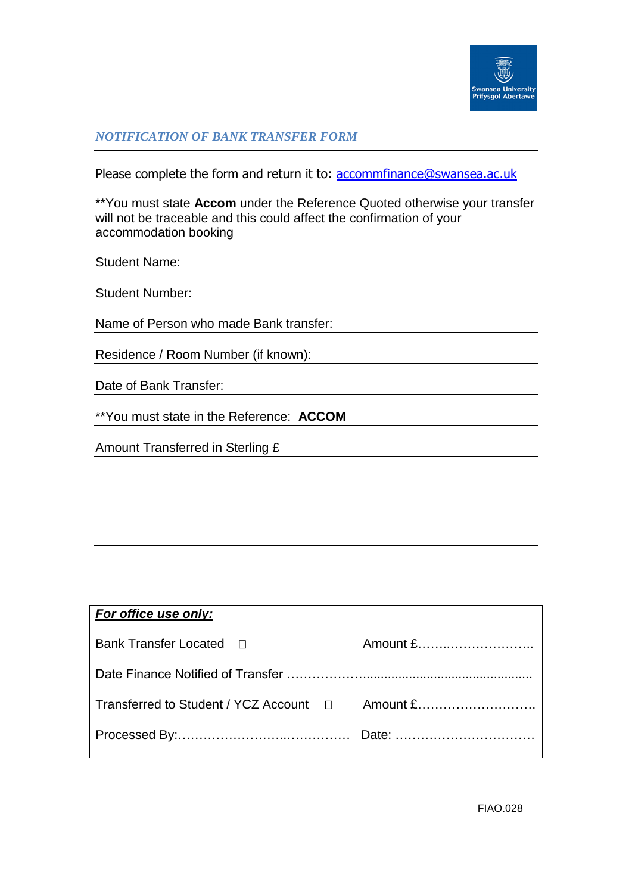Swansea University
Prifysgol Abertawe

## *NOTIFICATION OF BANK TRANSFER FORM*

Please complete the form and return it to: accommfinance@swansea.ac.uk

**You must state **Accom** under the Reference Quoted otherwise your transfer will not be traceable and this could affect the confirmation of your accommodation booking

Student Name:

Student Number:

Name of Person who made Bank transfer:

Residence / Room Number (if known):

Date of Bank Transfer:

**You must state in the Reference: **ACCOM**

Amount Transferred in Sterling £

***For office use only:***

Bank Transfer Located ☐ Amount £……..………………..

Date Finance Notified of Transfer ………………...............................................

Transferred to Student / YCZ Account ☐ Amount £……………………….

Processed By:…………………..…………… Date: ……………………………

FIAO.028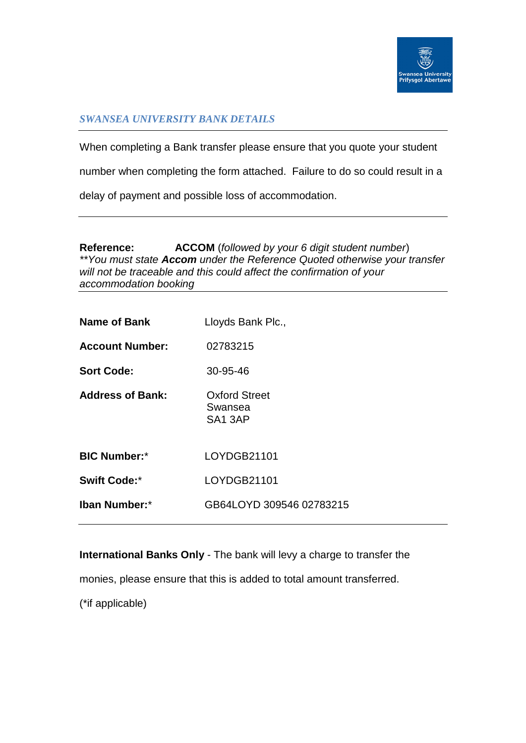## *SWANSEA UNIVERSITY BANK DETAILS*

When completing a Bank transfer please ensure that you quote your student number when completing the form attached. Failure to do so could result in a delay of payment and possible loss of accommodation.

---

**Reference:** **ACCOM** (*followed by your 6 digit student number*)
*\*\*You must state **Accom** under the Reference Quoted otherwise your transfer will not be traceable and this could affect the confirmation of your accommodation booking*

---

| | |
|---|---|
| **Name of Bank** | Lloyds Bank Plc., |
| **Account Number:** | 02783215 |
| **Sort Code:** | 30-95-46 |
| **Address of Bank:** | Oxford Street<br>Swansea<br>SA1 3AP |
| **BIC Number:*** | LOYDGB21101 |
| **Swift Code:*** | LOYDGB21101 |
| **Iban Number:*** | GB64LOYD 309546 02783215 |

---

**International Banks Only** - The bank will levy a charge to transfer the monies, please ensure that this is added to total amount transferred.

(*if applicable)